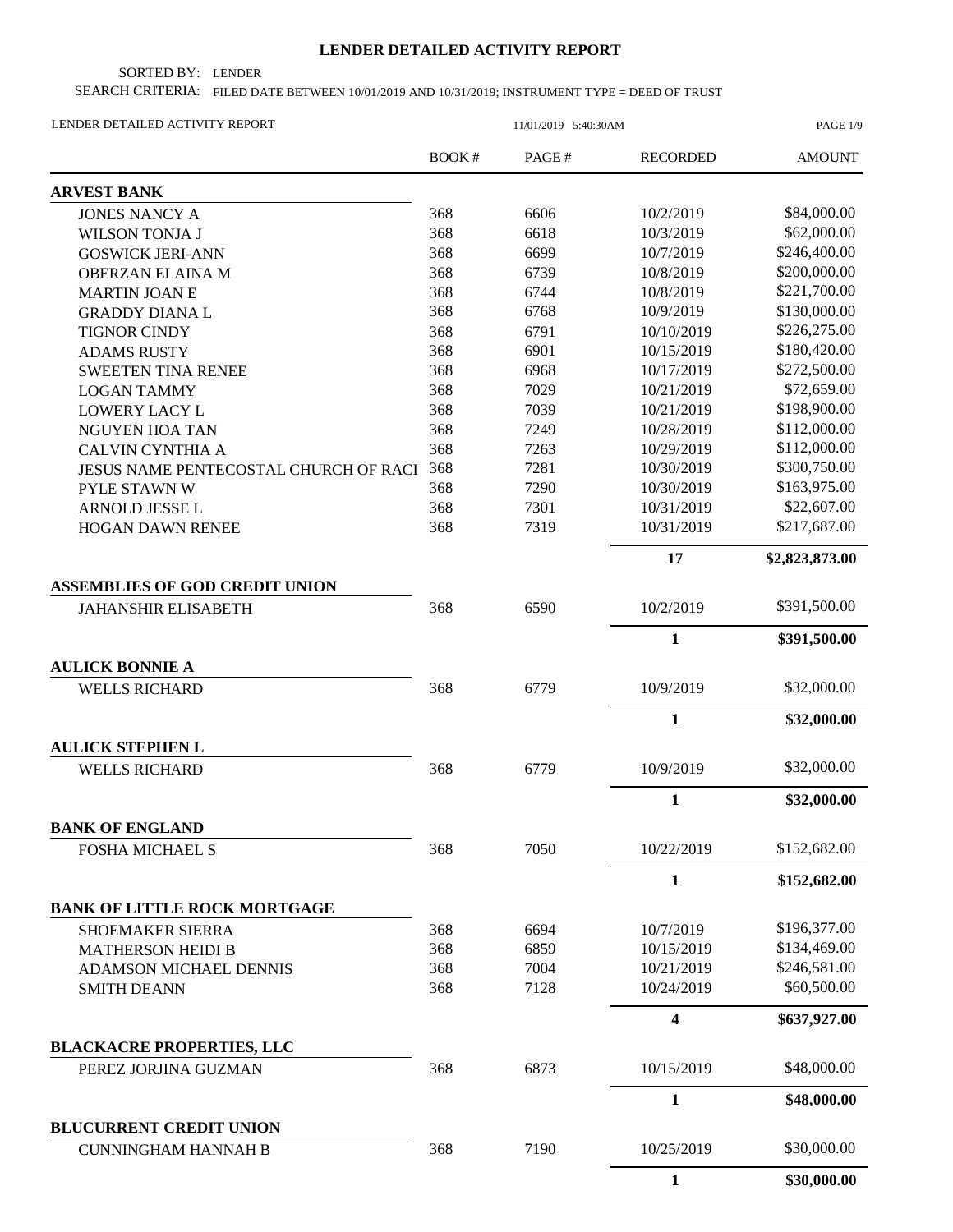# LENDER DETAILED ACTIVITY REPORT

SORTED BY: LENDER

SEARCH CRITERIA: FILED DATE BETWEEN 10/01/2019 AND 10/31/2019; INSTRUMENT TYPE = DEED OF TRUST

LENDER DETAILED ACTIVITY REPORT — 11/01/2019 5:40:30AM

| | BOOK # | PAGE # | RECORDED | AMOUNT |
|---|---|---|---|---|
| **ARVEST BANK** | | | | |
| JONES NANCY A | 368 | 6606 | 10/2/2019 | $84,000.00 |
| WILSON TONJA J | 368 | 6618 | 10/3/2019 | $62,000.00 |
| GOSWICK JERI-ANN | 368 | 6699 | 10/7/2019 | $246,400.00 |
| OBERZAN ELAINA M | 368 | 6739 | 10/8/2019 | $200,000.00 |
| MARTIN JOAN E | 368 | 6744 | 10/8/2019 | $221,700.00 |
| GRADDY DIANA L | 368 | 6768 | 10/9/2019 | $130,000.00 |
| TIGNOR CINDY | 368 | 6791 | 10/10/2019 | $226,275.00 |
| ADAMS RUSTY | 368 | 6901 | 10/15/2019 | $180,420.00 |
| SWEETEN TINA RENEE | 368 | 6968 | 10/17/2019 | $272,500.00 |
| LOGAN TAMMY | 368 | 7029 | 10/21/2019 | $72,659.00 |
| LOWERY LACY L | 368 | 7039 | 10/21/2019 | $198,900.00 |
| NGUYEN HOA TAN | 368 | 7249 | 10/28/2019 | $112,000.00 |
| CALVIN CYNTHIA A | 368 | 7263 | 10/29/2019 | $112,000.00 |
| JESUS NAME PENTECOSTAL CHURCH OF RACI | 368 | 7281 | 10/30/2019 | $300,750.00 |
| PYLE STAWN W | 368 | 7290 | 10/30/2019 | $163,975.00 |
| ARNOLD JESSE L | 368 | 7301 | 10/31/2019 | $22,607.00 |
| HOGAN DAWN RENEE | 368 | 7319 | 10/31/2019 | $217,687.00 |
| | | | **17** | **$2,823,873.00** |
| **ASSEMBLIES OF GOD CREDIT UNION** | | | | |
| JAHANSHIR ELISABETH | 368 | 6590 | 10/2/2019 | $391,500.00 |
| | | | **1** | **$391,500.00** |
| **AULICK BONNIE A** | | | | |
| WELLS RICHARD | 368 | 6779 | 10/9/2019 | $32,000.00 |
| | | | **1** | **$32,000.00** |
| **AULICK STEPHEN L** | | | | |
| WELLS RICHARD | 368 | 6779 | 10/9/2019 | $32,000.00 |
| | | | **1** | **$32,000.00** |
| **BANK OF ENGLAND** | | | | |
| FOSHA MICHAEL S | 368 | 7050 | 10/22/2019 | $152,682.00 |
| | | | **1** | **$152,682.00** |
| **BANK OF LITTLE ROCK MORTGAGE** | | | | |
| SHOEMAKER SIERRA | 368 | 6694 | 10/7/2019 | $196,377.00 |
| MATHERSON HEIDI B | 368 | 6859 | 10/15/2019 | $134,469.00 |
| ADAMSON MICHAEL DENNIS | 368 | 7004 | 10/21/2019 | $246,581.00 |
| SMITH DEANN | 368 | 7128 | 10/24/2019 | $60,500.00 |
| | | | **4** | **$637,927.00** |
| **BLACKACRE PROPERTIES, LLC** | | | | |
| PEREZ JORJINA GUZMAN | 368 | 6873 | 10/15/2019 | $48,000.00 |
| | | | **1** | **$48,000.00** |
| **BLUCURRENT CREDIT UNION** | | | | |
| CUNNINGHAM HANNAH B | 368 | 7190 | 10/25/2019 | $30,000.00 |
| | | | **1** | **$30,000.00** |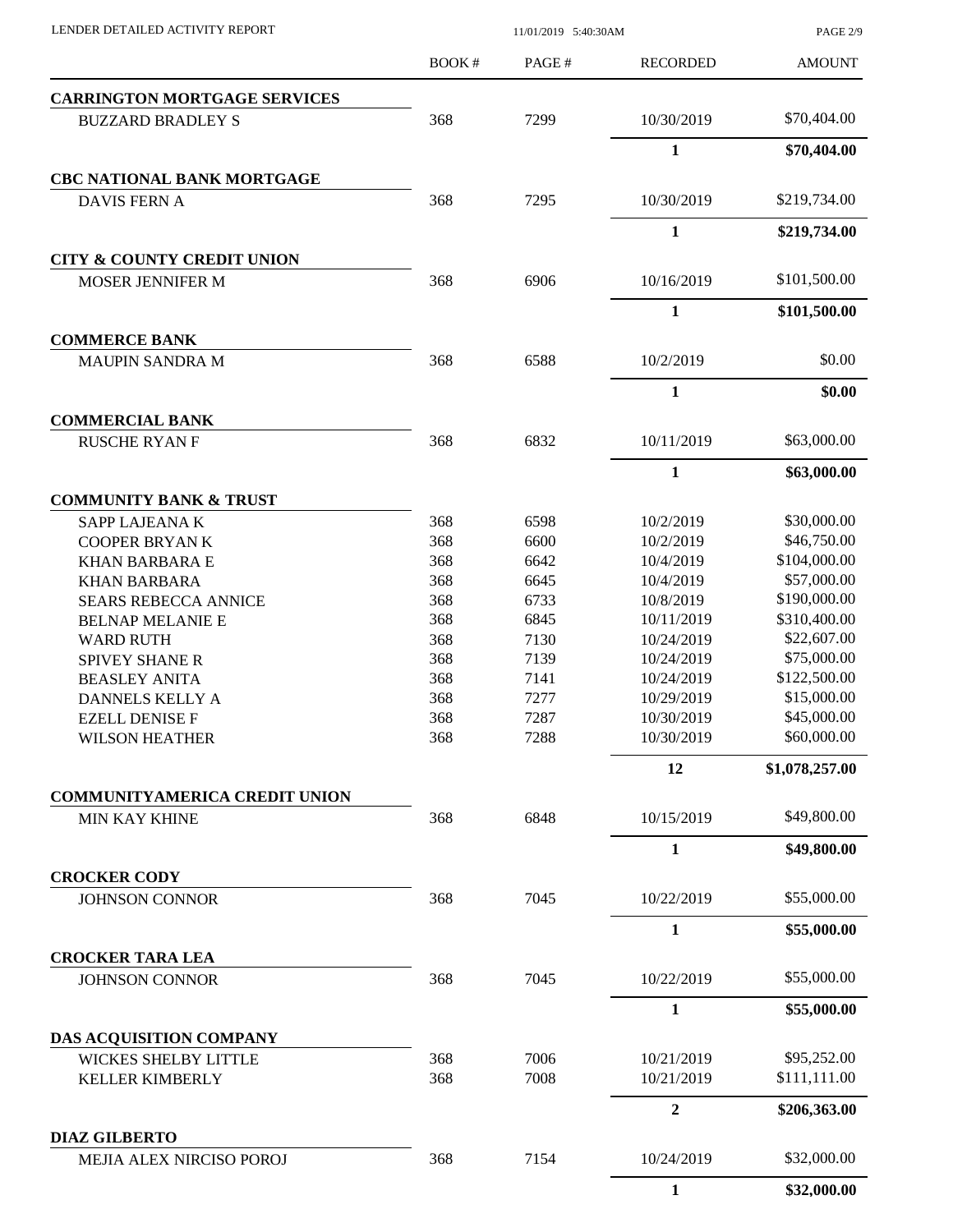| | BOOK # | PAGE # | RECORDED | AMOUNT |
|---|---|---|---|---|
| **CARRINGTON MORTGAGE SERVICES** | | | | |
| BUZZARD BRADLEY S | 368 | 7299 | 10/30/2019 | $70,404.00 |
| | | | **1** | **$70,404.00** |
| **CBC NATIONAL BANK MORTGAGE** | | | | |
| DAVIS FERN A | 368 | 7295 | 10/30/2019 | $219,734.00 |
| | | | **1** | **$219,734.00** |
| **CITY & COUNTY CREDIT UNION** | | | | |
| MOSER JENNIFER M | 368 | 6906 | 10/16/2019 | $101,500.00 |
| | | | **1** | **$101,500.00** |
| **COMMERCE BANK** | | | | |
| MAUPIN SANDRA M | 368 | 6588 | 10/2/2019 | $0.00 |
| | | | **1** | **$0.00** |
| **COMMERCIAL BANK** | | | | |
| RUSCHE RYAN F | 368 | 6832 | 10/11/2019 | $63,000.00 |
| | | | **1** | **$63,000.00** |
| **COMMUNITY BANK & TRUST** | | | | |
| SAPP LAJEANA K | 368 | 6598 | 10/2/2019 | $30,000.00 |
| COOPER BRYAN K | 368 | 6600 | 10/2/2019 | $46,750.00 |
| KHAN BARBARA E | 368 | 6642 | 10/4/2019 | $104,000.00 |
| KHAN BARBARA | 368 | 6645 | 10/4/2019 | $57,000.00 |
| SEARS REBECCA ANNICE | 368 | 6733 | 10/8/2019 | $190,000.00 |
| BELNAP MELANIE E | 368 | 6845 | 10/11/2019 | $310,400.00 |
| WARD RUTH | 368 | 7130 | 10/24/2019 | $22,607.00 |
| SPIVEY SHANE R | 368 | 7139 | 10/24/2019 | $75,000.00 |
| BEASLEY ANITA | 368 | 7141 | 10/24/2019 | $122,500.00 |
| DANNELS KELLY A | 368 | 7277 | 10/29/2019 | $15,000.00 |
| EZELL DENISE F | 368 | 7287 | 10/30/2019 | $45,000.00 |
| WILSON HEATHER | 368 | 7288 | 10/30/2019 | $60,000.00 |
| | | | **12** | **$1,078,257.00** |
| **COMMUNITYAMERICA CREDIT UNION** | | | | |
| MIN KAY KHINE | 368 | 6848 | 10/15/2019 | $49,800.00 |
| | | | **1** | **$49,800.00** |
| **CROCKER CODY** | | | | |
| JOHNSON CONNOR | 368 | 7045 | 10/22/2019 | $55,000.00 |
| | | | **1** | **$55,000.00** |
| **CROCKER TARA LEA** | | | | |
| JOHNSON CONNOR | 368 | 7045 | 10/22/2019 | $55,000.00 |
| | | | **1** | **$55,000.00** |
| **DAS ACQUISITION COMPANY** | | | | |
| WICKES SHELBY LITTLE | 368 | 7006 | 10/21/2019 | $95,252.00 |
| KELLER KIMBERLY | 368 | 7008 | 10/21/2019 | $111,111.00 |
| | | | **2** | **$206,363.00** |
| **DIAZ GILBERTO** | | | | |
| MEJIA ALEX NIRCISO POROJ | 368 | 7154 | 10/24/2019 | $32,000.00 |
| | | | **1** | **$32,000.00** |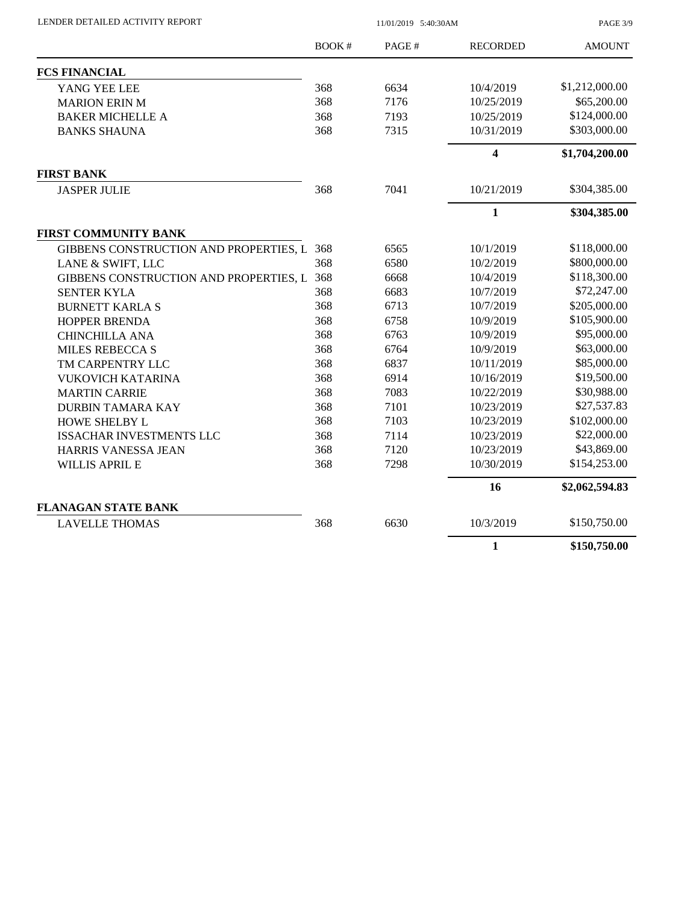| | BOOK # | PAGE # | RECORDED | AMOUNT |
|---|---|---|---|---|
| **FCS FINANCIAL** | | | | |
| YANG YEE LEE | 368 | 6634 | 10/4/2019 | $1,212,000.00 |
| MARION ERIN M | 368 | 7176 | 10/25/2019 | $65,200.00 |
| BAKER MICHELLE A | 368 | 7193 | 10/25/2019 | $124,000.00 |
| BANKS SHAUNA | 368 | 7315 | 10/31/2019 | $303,000.00 |
| | | | **4** | **$1,704,200.00** |
| **FIRST BANK** | | | | |
| JASPER JULIE | 368 | 7041 | 10/21/2019 | $304,385.00 |
| | | | **1** | **$304,385.00** |
| **FIRST COMMUNITY BANK** | | | | |
| GIBBENS CONSTRUCTION AND PROPERTIES, L | 368 | 6565 | 10/1/2019 | $118,000.00 |
| LANE & SWIFT, LLC | 368 | 6580 | 10/2/2019 | $800,000.00 |
| GIBBENS CONSTRUCTION AND PROPERTIES, L | 368 | 6668 | 10/4/2019 | $118,300.00 |
| SENTER KYLA | 368 | 6683 | 10/7/2019 | $72,247.00 |
| BURNETT KARLA S | 368 | 6713 | 10/7/2019 | $205,000.00 |
| HOPPER BRENDA | 368 | 6758 | 10/9/2019 | $105,900.00 |
| CHINCHILLA ANA | 368 | 6763 | 10/9/2019 | $95,000.00 |
| MILES REBECCA S | 368 | 6764 | 10/9/2019 | $63,000.00 |
| TM CARPENTRY LLC | 368 | 6837 | 10/11/2019 | $85,000.00 |
| VUKOVICH KATARINA | 368 | 6914 | 10/16/2019 | $19,500.00 |
| MARTIN CARRIE | 368 | 7083 | 10/22/2019 | $30,988.00 |
| DURBIN TAMARA KAY | 368 | 7101 | 10/23/2019 | $27,537.83 |
| HOWE SHELBY L | 368 | 7103 | 10/23/2019 | $102,000.00 |
| ISSACHAR INVESTMENTS LLC | 368 | 7114 | 10/23/2019 | $22,000.00 |
| HARRIS VANESSA JEAN | 368 | 7120 | 10/23/2019 | $43,869.00 |
| WILLIS APRIL E | 368 | 7298 | 10/30/2019 | $154,253.00 |
| | | | **16** | **$2,062,594.83** |
| **FLANAGAN STATE BANK** | | | | |
| LAVELLE THOMAS | 368 | 6630 | 10/3/2019 | $150,750.00 |
| | | | **1** | **$150,750.00** |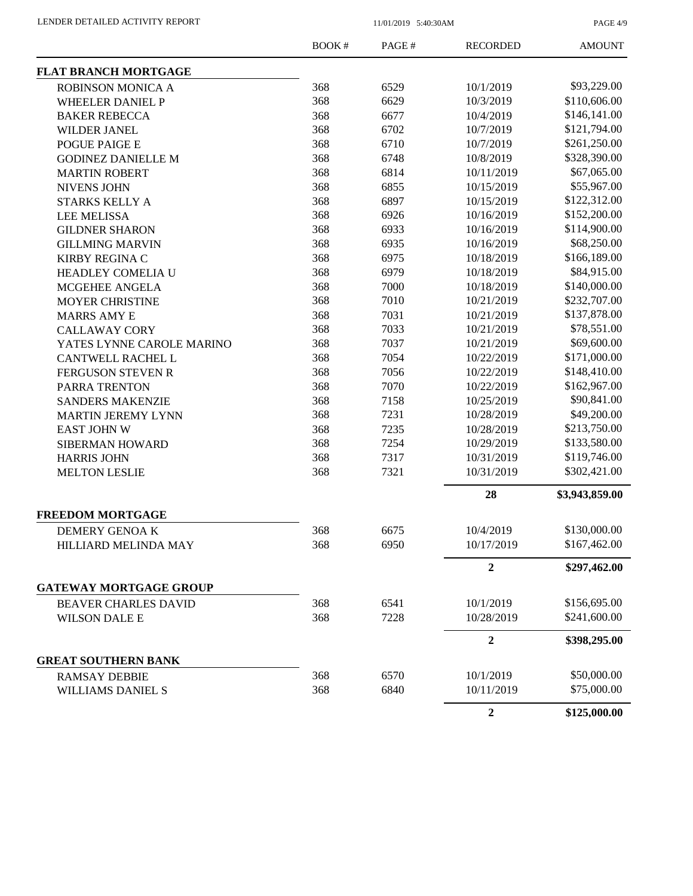| | BOOK # | PAGE # | RECORDED | AMOUNT |
|---|---|---|---|---|
| **FLAT BRANCH MORTGAGE** | | | | |
| ROBINSON MONICA A | 368 | 6529 | 10/1/2019 | \$93,229.00 |
| WHEELER DANIEL P | 368 | 6629 | 10/3/2019 | \$110,606.00 |
| BAKER REBECCA | 368 | 6677 | 10/4/2019 | \$146,141.00 |
| WILDER JANEL | 368 | 6702 | 10/7/2019 | \$121,794.00 |
| POGUE PAIGE E | 368 | 6710 | 10/7/2019 | \$261,250.00 |
| GODINEZ DANIELLE M | 368 | 6748 | 10/8/2019 | \$328,390.00 |
| MARTIN ROBERT | 368 | 6814 | 10/11/2019 | \$67,065.00 |
| NIVENS JOHN | 368 | 6855 | 10/15/2019 | \$55,967.00 |
| STARKS KELLY A | 368 | 6897 | 10/15/2019 | \$122,312.00 |
| LEE MELISSA | 368 | 6926 | 10/16/2019 | \$152,200.00 |
| GILDNER SHARON | 368 | 6933 | 10/16/2019 | \$114,900.00 |
| GILLMING MARVIN | 368 | 6935 | 10/16/2019 | \$68,250.00 |
| KIRBY REGINA C | 368 | 6975 | 10/18/2019 | \$166,189.00 |
| HEADLEY COMELIA U | 368 | 6979 | 10/18/2019 | \$84,915.00 |
| MCGEHEE ANGELA | 368 | 7000 | 10/18/2019 | \$140,000.00 |
| MOYER CHRISTINE | 368 | 7010 | 10/21/2019 | \$232,707.00 |
| MARRS AMY E | 368 | 7031 | 10/21/2019 | \$137,878.00 |
| CALLAWAY CORY | 368 | 7033 | 10/21/2019 | \$78,551.00 |
| YATES LYNNE CAROLE MARINO | 368 | 7037 | 10/21/2019 | \$69,600.00 |
| CANTWELL RACHEL L | 368 | 7054 | 10/22/2019 | \$171,000.00 |
| FERGUSON STEVEN R | 368 | 7056 | 10/22/2019 | \$148,410.00 |
| PARRA TRENTON | 368 | 7070 | 10/22/2019 | \$162,967.00 |
| SANDERS MAKENZIE | 368 | 7158 | 10/25/2019 | \$90,841.00 |
| MARTIN JEREMY LYNN | 368 | 7231 | 10/28/2019 | \$49,200.00 |
| EAST JOHN W | 368 | 7235 | 10/28/2019 | \$213,750.00 |
| SIBERMAN HOWARD | 368 | 7254 | 10/29/2019 | \$133,580.00 |
| HARRIS JOHN | 368 | 7317 | 10/31/2019 | \$119,746.00 |
| MELTON LESLIE | 368 | 7321 | 10/31/2019 | \$302,421.00 |
| | | | **28** | **\$3,943,859.00** |
| **FREEDOM MORTGAGE** | | | | |
| DEMERY GENOA K | 368 | 6675 | 10/4/2019 | \$130,000.00 |
| HILLIARD MELINDA MAY | 368 | 6950 | 10/17/2019 | \$167,462.00 |
| | | | **2** | **\$297,462.00** |
| **GATEWAY MORTGAGE GROUP** | | | | |
| BEAVER CHARLES DAVID | 368 | 6541 | 10/1/2019 | \$156,695.00 |
| WILSON DALE E | 368 | 7228 | 10/28/2019 | \$241,600.00 |
| | | | **2** | **\$398,295.00** |
| **GREAT SOUTHERN BANK** | | | | |
| RAMSAY DEBBIE | 368 | 6570 | 10/1/2019 | \$50,000.00 |
| WILLIAMS DANIEL S | 368 | 6840 | 10/11/2019 | \$75,000.00 |
| | | | **2** | **\$125,000.00** |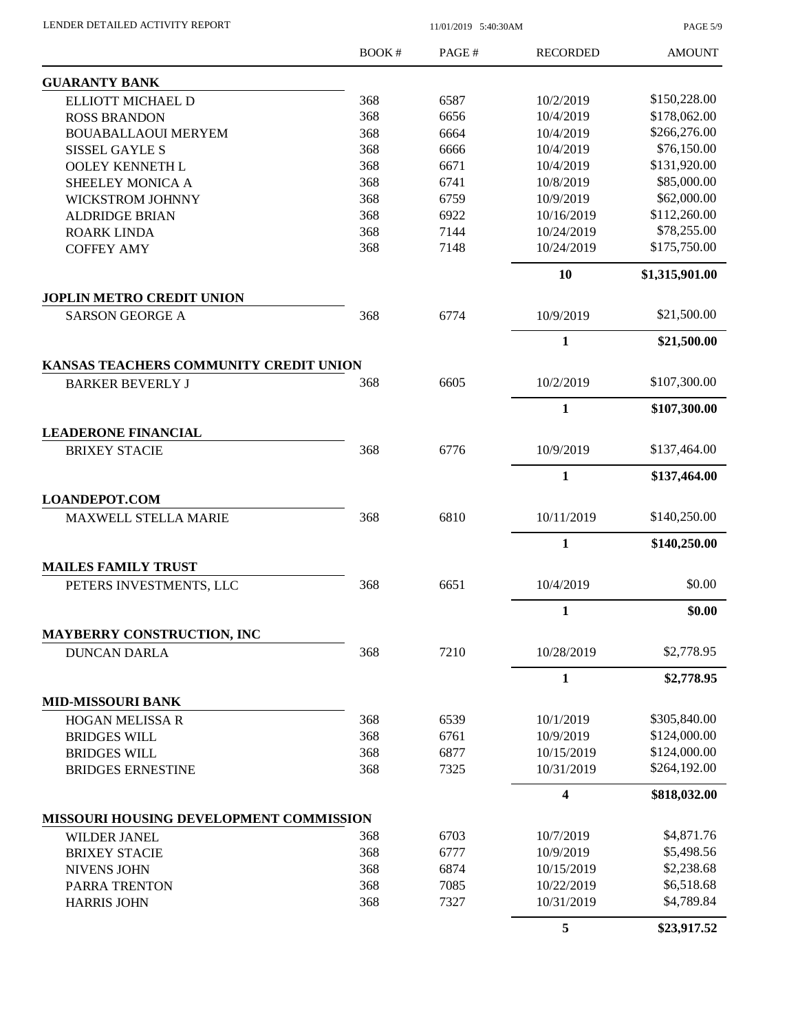| | BOOK # | PAGE # | RECORDED | AMOUNT |
|---|---|---|---|---|
| **GUARANTY BANK** | | | | |
| ELLIOTT MICHAEL D | 368 | 6587 | 10/2/2019 | $150,228.00 |
| ROSS BRANDON | 368 | 6656 | 10/4/2019 | $178,062.00 |
| BOUABALLAOUI MERYEM | 368 | 6664 | 10/4/2019 | $266,276.00 |
| SISSEL GAYLE S | 368 | 6666 | 10/4/2019 | $76,150.00 |
| OOLEY KENNETH L | 368 | 6671 | 10/4/2019 | $131,920.00 |
| SHEELEY MONICA A | 368 | 6741 | 10/8/2019 | $85,000.00 |
| WICKSTROM JOHNNY | 368 | 6759 | 10/9/2019 | $62,000.00 |
| ALDRIDGE BRIAN | 368 | 6922 | 10/16/2019 | $112,260.00 |
| ROARK LINDA | 368 | 7144 | 10/24/2019 | $78,255.00 |
| COFFEY AMY | 368 | 7148 | 10/24/2019 | $175,750.00 |
| | | | **10** | **$1,315,901.00** |
| **JOPLIN METRO CREDIT UNION** | | | | |
| SARSON GEORGE A | 368 | 6774 | 10/9/2019 | $21,500.00 |
| | | | **1** | **$21,500.00** |
| **KANSAS TEACHERS COMMUNITY CREDIT UNION** | | | | |
| BARKER BEVERLY J | 368 | 6605 | 10/2/2019 | $107,300.00 |
| | | | **1** | **$107,300.00** |
| **LEADERONE FINANCIAL** | | | | |
| BRIXEY STACIE | 368 | 6776 | 10/9/2019 | $137,464.00 |
| | | | **1** | **$137,464.00** |
| **LOANDEPOT.COM** | | | | |
| MAXWELL STELLA MARIE | 368 | 6810 | 10/11/2019 | $140,250.00 |
| | | | **1** | **$140,250.00** |
| **MAILES FAMILY TRUST** | | | | |
| PETERS INVESTMENTS, LLC | 368 | 6651 | 10/4/2019 | $0.00 |
| | | | **1** | **$0.00** |
| **MAYBERRY CONSTRUCTION, INC** | | | | |
| DUNCAN DARLA | 368 | 7210 | 10/28/2019 | $2,778.95 |
| | | | **1** | **$2,778.95** |
| **MID-MISSOURI BANK** | | | | |
| HOGAN MELISSA R | 368 | 6539 | 10/1/2019 | $305,840.00 |
| BRIDGES WILL | 368 | 6761 | 10/9/2019 | $124,000.00 |
| BRIDGES WILL | 368 | 6877 | 10/15/2019 | $124,000.00 |
| BRIDGES ERNESTINE | 368 | 7325 | 10/31/2019 | $264,192.00 |
| | | | **4** | **$818,032.00** |
| **MISSOURI HOUSING DEVELOPMENT COMMISSION** | | | | |
| WILDER JANEL | 368 | 6703 | 10/7/2019 | $4,871.76 |
| BRIXEY STACIE | 368 | 6777 | 10/9/2019 | $5,498.56 |
| NIVENS JOHN | 368 | 6874 | 10/15/2019 | $2,238.68 |
| PARRA TRENTON | 368 | 7085 | 10/22/2019 | $6,518.68 |
| HARRIS JOHN | 368 | 7327 | 10/31/2019 | $4,789.84 |
| | | | **5** | **$23,917.52** |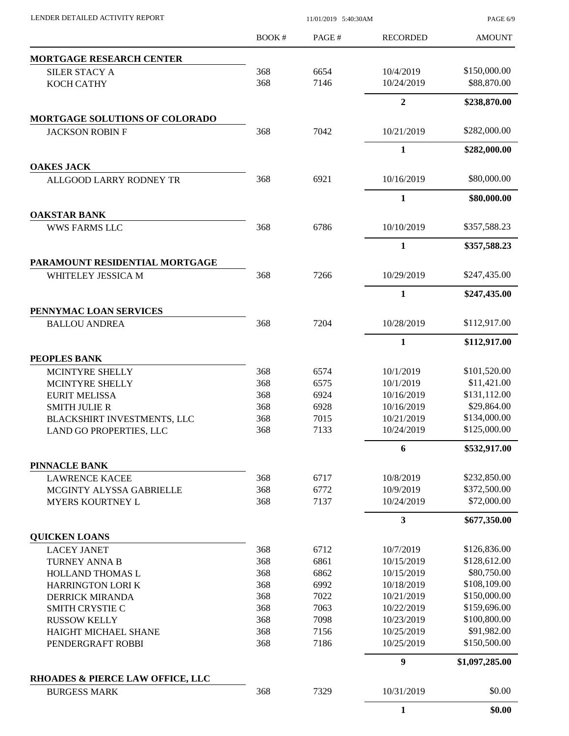| | BOOK # | PAGE # | RECORDED | AMOUNT |
|---|---|---|---|---|
| **MORTGAGE RESEARCH CENTER** | | | | |
| SILER STACY A | 368 | 6654 | 10/4/2019 | $150,000.00 |
| KOCH CATHY | 368 | 7146 | 10/24/2019 | $88,870.00 |
| | | | **2** | **$238,870.00** |
| **MORTGAGE SOLUTIONS OF COLORADO** | | | | |
| JACKSON ROBIN F | 368 | 7042 | 10/21/2019 | $282,000.00 |
| | | | **1** | **$282,000.00** |
| **OAKES JACK** | | | | |
| ALLGOOD LARRY RODNEY TR | 368 | 6921 | 10/16/2019 | $80,000.00 |
| | | | **1** | **$80,000.00** |
| **OAKSTAR BANK** | | | | |
| WWS FARMS LLC | 368 | 6786 | 10/10/2019 | $357,588.23 |
| | | | **1** | **$357,588.23** |
| **PARAMOUNT RESIDENTIAL MORTGAGE** | | | | |
| WHITELEY JESSICA M | 368 | 7266 | 10/29/2019 | $247,435.00 |
| | | | **1** | **$247,435.00** |
| **PENNYMAC LOAN SERVICES** | | | | |
| BALLOU ANDREA | 368 | 7204 | 10/28/2019 | $112,917.00 |
| | | | **1** | **$112,917.00** |
| **PEOPLES BANK** | | | | |
| MCINTYRE SHELLY | 368 | 6574 | 10/1/2019 | $101,520.00 |
| MCINTYRE SHELLY | 368 | 6575 | 10/1/2019 | $11,421.00 |
| EURIT MELISSA | 368 | 6924 | 10/16/2019 | $131,112.00 |
| SMITH JULIE R | 368 | 6928 | 10/16/2019 | $29,864.00 |
| BLACKSHIRT INVESTMENTS, LLC | 368 | 7015 | 10/21/2019 | $134,000.00 |
| LAND GO PROPERTIES, LLC | 368 | 7133 | 10/24/2019 | $125,000.00 |
| | | | **6** | **$532,917.00** |
| **PINNACLE BANK** | | | | |
| LAWRENCE KACEE | 368 | 6717 | 10/8/2019 | $232,850.00 |
| MCGINTY ALYSSA GABRIELLE | 368 | 6772 | 10/9/2019 | $372,500.00 |
| MYERS KOURTNEY L | 368 | 7137 | 10/24/2019 | $72,000.00 |
| | | | **3** | **$677,350.00** |
| **QUICKEN LOANS** | | | | |
| LACEY JANET | 368 | 6712 | 10/7/2019 | $126,836.00 |
| TURNEY ANNA B | 368 | 6861 | 10/15/2019 | $128,612.00 |
| HOLLAND THOMAS L | 368 | 6862 | 10/15/2019 | $80,750.00 |
| HARRINGTON LORI K | 368 | 6992 | 10/18/2019 | $108,109.00 |
| DERRICK MIRANDA | 368 | 7022 | 10/21/2019 | $150,000.00 |
| SMITH CRYSTIE C | 368 | 7063 | 10/22/2019 | $159,696.00 |
| RUSSOW KELLY | 368 | 7098 | 10/23/2019 | $100,800.00 |
| HAIGHT MICHAEL SHANE | 368 | 7156 | 10/25/2019 | $91,982.00 |
| PENDERGRAFT ROBBI | 368 | 7186 | 10/25/2019 | $150,500.00 |
| | | | **9** | **$1,097,285.00** |
| **RHOADES & PIERCE LAW OFFICE, LLC** | | | | |
| BURGESS MARK | 368 | 7329 | 10/31/2019 | $0.00 |
| | | | **1** | **$0.00** |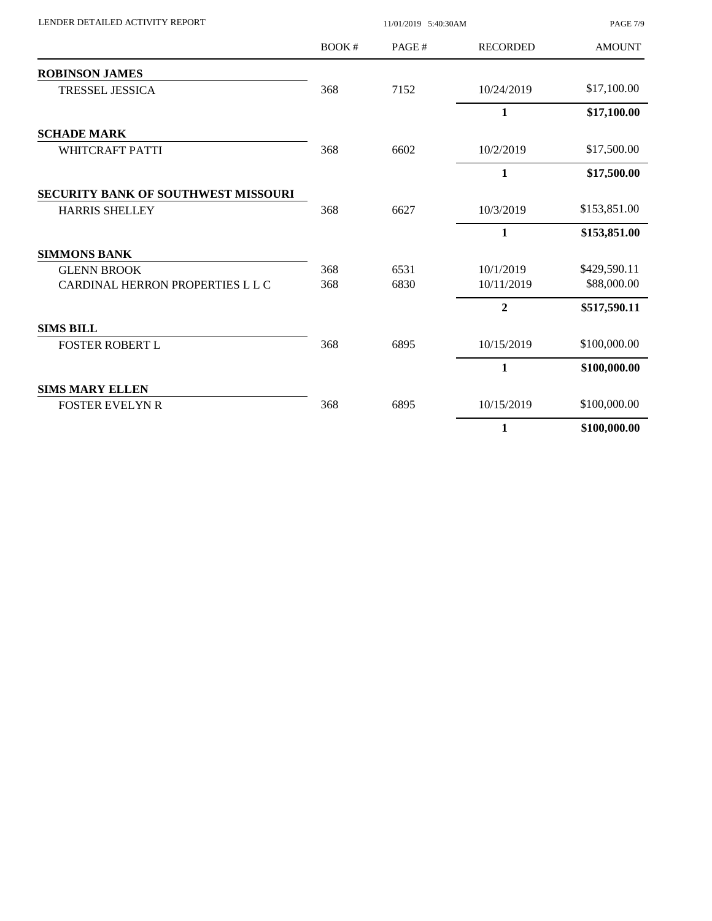| | BOOK # | PAGE # | RECORDED | AMOUNT |
|---|---|---|---|---|
| **ROBINSON JAMES** | | | | |
| TRESSEL JESSICA | 368 | 7152 | 10/24/2019 | $17,100.00 |
| | | | **1** | **$17,100.00** |
| **SCHADE MARK** | | | | |
| WHITCRAFT PATTI | 368 | 6602 | 10/2/2019 | $17,500.00 |
| | | | **1** | **$17,500.00** |
| **SECURITY BANK OF SOUTHWEST MISSOURI** | | | | |
| HARRIS SHELLEY | 368 | 6627 | 10/3/2019 | $153,851.00 |
| | | | **1** | **$153,851.00** |
| **SIMMONS BANK** | | | | |
| GLENN BROOK | 368 | 6531 | 10/1/2019 | $429,590.11 |
| CARDINAL HERRON PROPERTIES L L C | 368 | 6830 | 10/11/2019 | $88,000.00 |
| | | | **2** | **$517,590.11** |
| **SIMS BILL** | | | | |
| FOSTER ROBERT L | 368 | 6895 | 10/15/2019 | $100,000.00 |
| | | | **1** | **$100,000.00** |
| **SIMS MARY ELLEN** | | | | |
| FOSTER EVELYN R | 368 | 6895 | 10/15/2019 | $100,000.00 |
| | | | **1** | **$100,000.00** |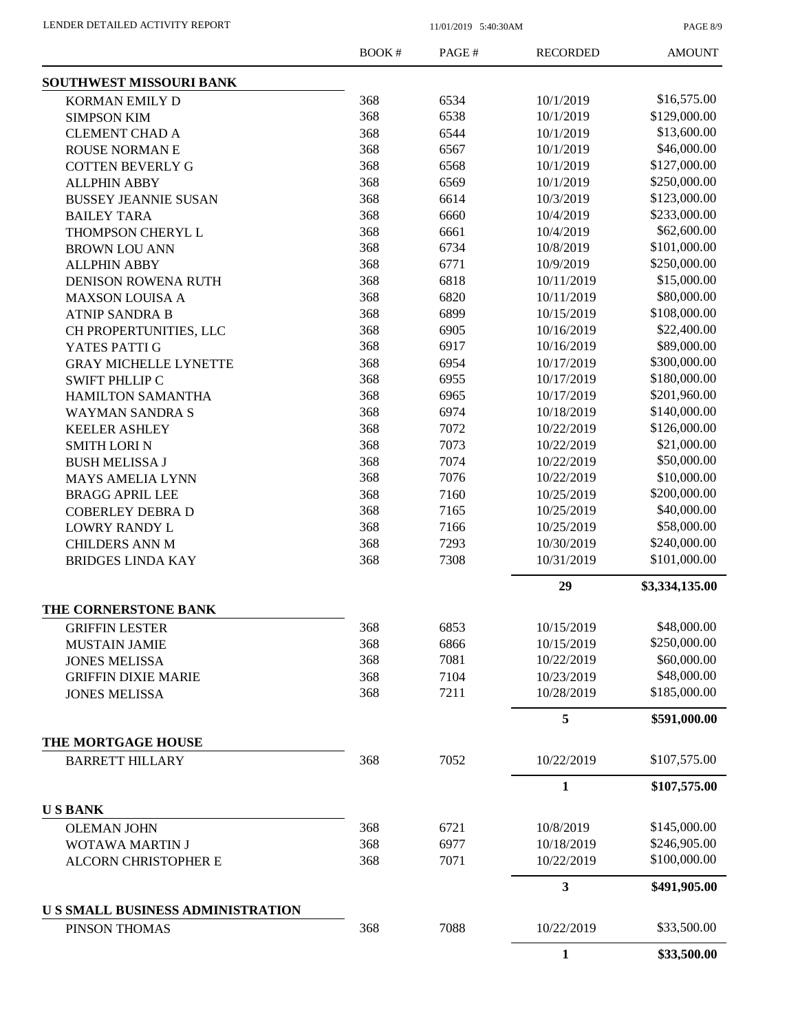| | BOOK # | PAGE # | RECORDED | AMOUNT |
|---|---|---|---|---|
| **SOUTHWEST MISSOURI BANK** | | | | |
| KORMAN EMILY D | 368 | 6534 | 10/1/2019 | \$16,575.00 |
| SIMPSON KIM | 368 | 6538 | 10/1/2019 | \$129,000.00 |
| CLEMENT CHAD A | 368 | 6544 | 10/1/2019 | \$13,600.00 |
| ROUSE NORMAN E | 368 | 6567 | 10/1/2019 | \$46,000.00 |
| COTTEN BEVERLY G | 368 | 6568 | 10/1/2019 | \$127,000.00 |
| ALLPHIN ABBY | 368 | 6569 | 10/1/2019 | \$250,000.00 |
| BUSSEY JEANNIE SUSAN | 368 | 6614 | 10/3/2019 | \$123,000.00 |
| BAILEY TARA | 368 | 6660 | 10/4/2019 | \$233,000.00 |
| THOMPSON CHERYL L | 368 | 6661 | 10/4/2019 | \$62,600.00 |
| BROWN LOU ANN | 368 | 6734 | 10/8/2019 | \$101,000.00 |
| ALLPHIN ABBY | 368 | 6771 | 10/9/2019 | \$250,000.00 |
| DENISON ROWENA RUTH | 368 | 6818 | 10/11/2019 | \$15,000.00 |
| MAXSON LOUISA A | 368 | 6820 | 10/11/2019 | \$80,000.00 |
| ATNIP SANDRA B | 368 | 6899 | 10/15/2019 | \$108,000.00 |
| CH PROPERTUNITIES, LLC | 368 | 6905 | 10/16/2019 | \$22,400.00 |
| YATES PATTI G | 368 | 6917 | 10/16/2019 | \$89,000.00 |
| GRAY MICHELLE LYNETTE | 368 | 6954 | 10/17/2019 | \$300,000.00 |
| SWIFT PHLLIP C | 368 | 6955 | 10/17/2019 | \$180,000.00 |
| HAMILTON SAMANTHA | 368 | 6965 | 10/17/2019 | \$201,960.00 |
| WAYMAN SANDRA S | 368 | 6974 | 10/18/2019 | \$140,000.00 |
| KEELER ASHLEY | 368 | 7072 | 10/22/2019 | \$126,000.00 |
| SMITH LORI N | 368 | 7073 | 10/22/2019 | \$21,000.00 |
| BUSH MELISSA J | 368 | 7074 | 10/22/2019 | \$50,000.00 |
| MAYS AMELIA LYNN | 368 | 7076 | 10/22/2019 | \$10,000.00 |
| BRAGG APRIL LEE | 368 | 7160 | 10/25/2019 | \$200,000.00 |
| COBERLEY DEBRA D | 368 | 7165 | 10/25/2019 | \$40,000.00 |
| LOWRY RANDY L | 368 | 7166 | 10/25/2019 | \$58,000.00 |
| CHILDERS ANN M | 368 | 7293 | 10/30/2019 | \$240,000.00 |
| BRIDGES LINDA KAY | 368 | 7308 | 10/31/2019 | \$101,000.00 |
| | | | **29** | **\$3,334,135.00** |
| **THE CORNERSTONE BANK** | | | | |
| GRIFFIN LESTER | 368 | 6853 | 10/15/2019 | \$48,000.00 |
| MUSTAIN JAMIE | 368 | 6866 | 10/15/2019 | \$250,000.00 |
| JONES MELISSA | 368 | 7081 | 10/22/2019 | \$60,000.00 |
| GRIFFIN DIXIE MARIE | 368 | 7104 | 10/23/2019 | \$48,000.00 |
| JONES MELISSA | 368 | 7211 | 10/28/2019 | \$185,000.00 |
| | | | **5** | **\$591,000.00** |
| **THE MORTGAGE HOUSE** | | | | |
| BARRETT HILLARY | 368 | 7052 | 10/22/2019 | \$107,575.00 |
| | | | **1** | **\$107,575.00** |
| **U S BANK** | | | | |
| OLEMAN JOHN | 368 | 6721 | 10/8/2019 | \$145,000.00 |
| WOTAWA MARTIN J | 368 | 6977 | 10/18/2019 | \$246,905.00 |
| ALCORN CHRISTOPHER E | 368 | 7071 | 10/22/2019 | \$100,000.00 |
| | | | **3** | **\$491,905.00** |
| **U S SMALL BUSINESS ADMINISTRATION** | | | | |
| PINSON THOMAS | 368 | 7088 | 10/22/2019 | \$33,500.00 |
| | | | **1** | **\$33,500.00** |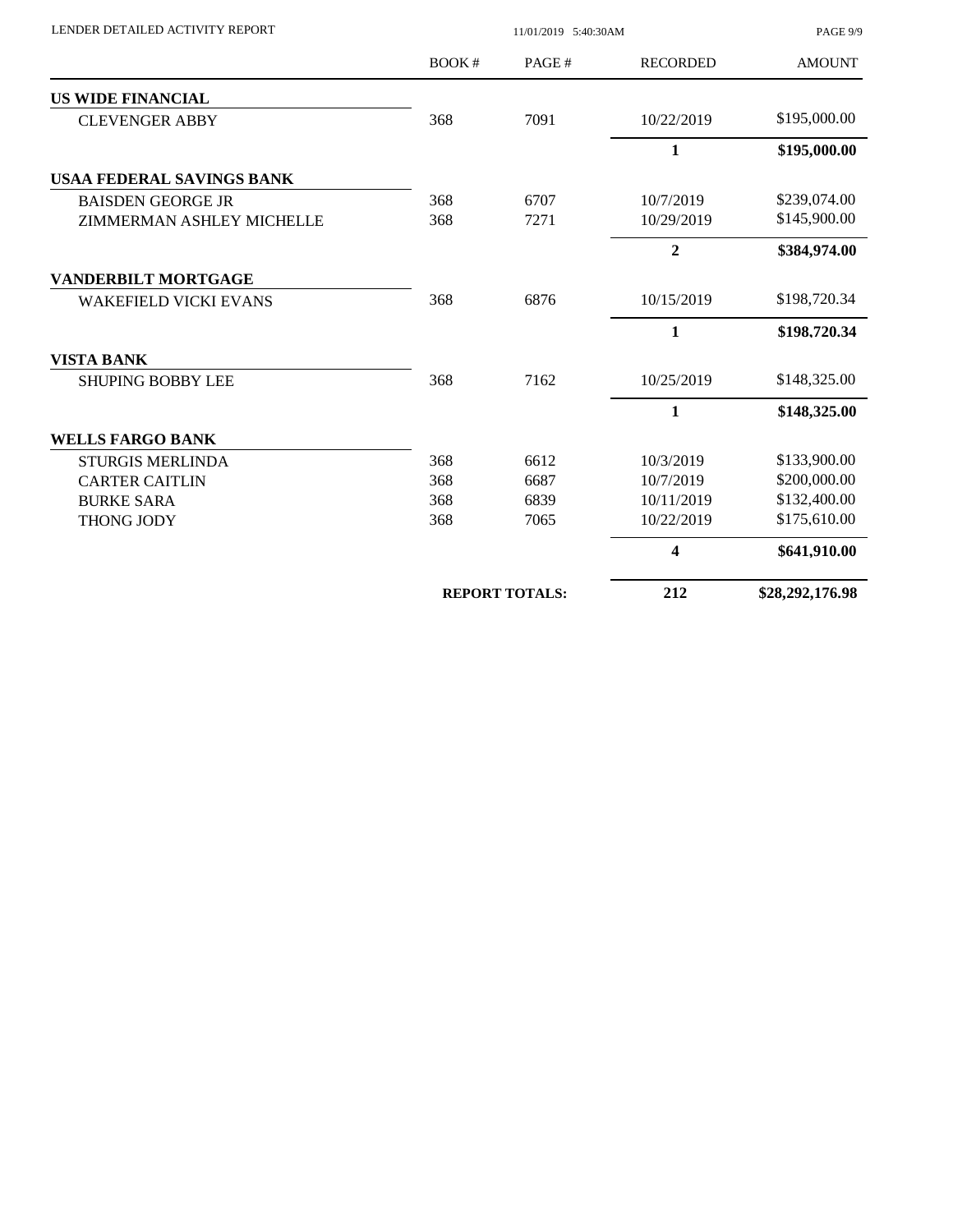| | BOOK # | PAGE # | RECORDED | AMOUNT |
|---|---|---|---|---|
| **US WIDE FINANCIAL** | | | | |
| CLEVENGER ABBY | 368 | 7091 | 10/22/2019 | $195,000.00 |
| | | | **1** | **$195,000.00** |
| **USAA FEDERAL SAVINGS BANK** | | | | |
| BAISDEN GEORGE JR | 368 | 6707 | 10/7/2019 | $239,074.00 |
| ZIMMERMAN ASHLEY MICHELLE | 368 | 7271 | 10/29/2019 | $145,900.00 |
| | | | **2** | **$384,974.00** |
| **VANDERBILT MORTGAGE** | | | | |
| WAKEFIELD VICKI EVANS | 368 | 6876 | 10/15/2019 | $198,720.34 |
| | | | **1** | **$198,720.34** |
| **VISTA BANK** | | | | |
| SHUPING BOBBY LEE | 368 | 7162 | 10/25/2019 | $148,325.00 |
| | | | **1** | **$148,325.00** |
| **WELLS FARGO BANK** | | | | |
| STURGIS MERLINDA | 368 | 6612 | 10/3/2019 | $133,900.00 |
| CARTER CAITLIN | 368 | 6687 | 10/7/2019 | $200,000.00 |
| BURKE SARA | 368 | 6839 | 10/11/2019 | $132,400.00 |
| THONG JODY | 368 | 7065 | 10/22/2019 | $175,610.00 |
| | | | **4** | **$641,910.00** |
| | **REPORT TOTALS:** | | **212** | **$28,292,176.98** |